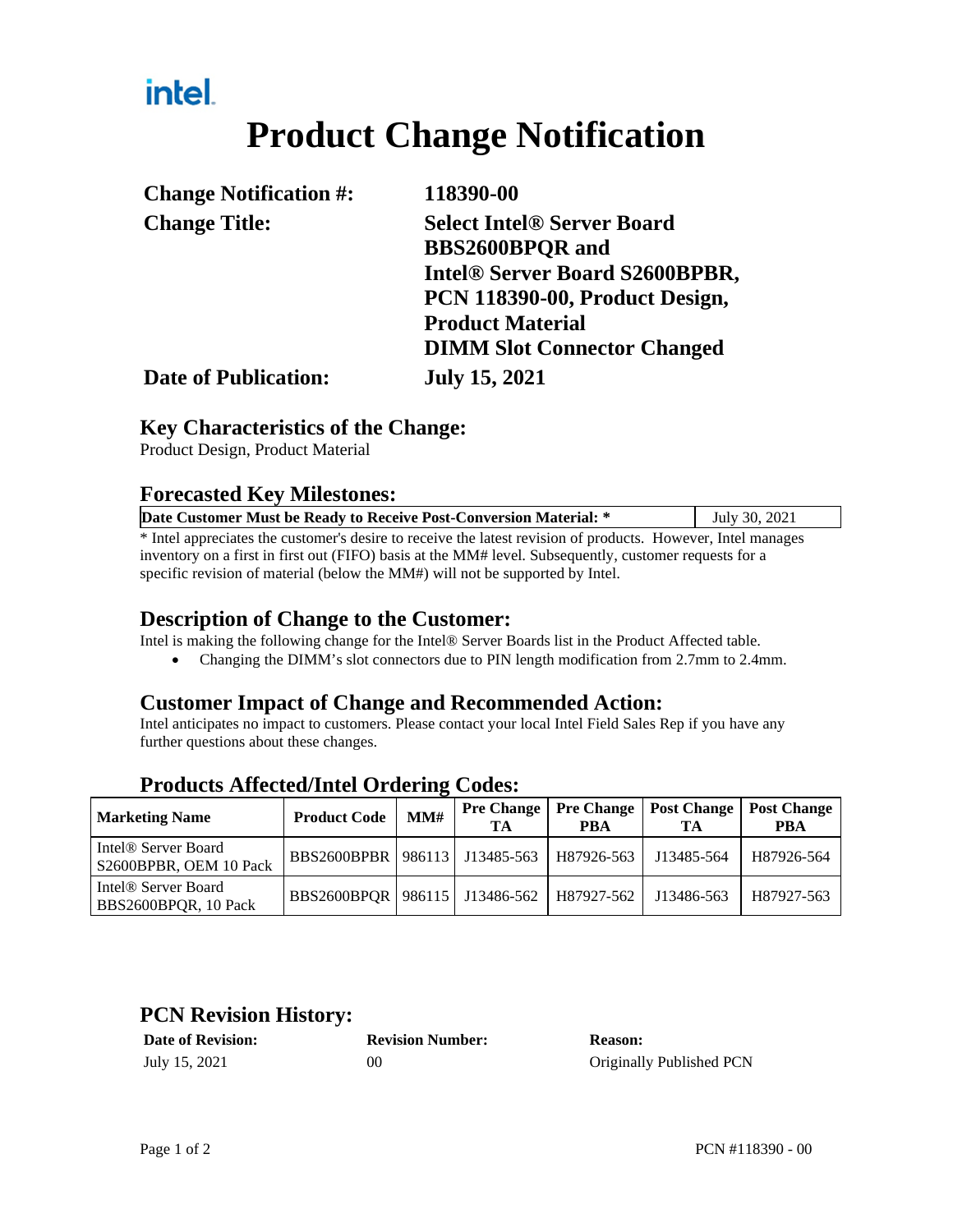intel.

# Product Change Notification

**Change Notification #:** 118390-00

**Change Title:** Select Intel® Server Board BBS2600BPQR and Intel® Server Board S2600BPBR, PCN 118390-00, Product Design, Product Material DIMM Slot Connector Changed

**Date of Publication:** July 15, 2021

## Key Characteristics of the Change:

Product Design, Product Material

## Forecasted Key Milestones:

| Date Customer Must be Ready to Receive Post-Conversion Material: * | July 30, 2021 |
|---|---|

* Intel appreciates the customer's desire to receive the latest revision of products. However, Intel manages inventory on a first in first out (FIFO) basis at the MM# level. Subsequently, customer requests for a specific revision of material (below the MM#) will not be supported by Intel.

## Description of Change to the Customer:

Intel is making the following change for the Intel® Server Boards list in the Product Affected table.

- Changing the DIMM's slot connectors due to PIN length modification from 2.7mm to 2.4mm.

## Customer Impact of Change and Recommended Action:

Intel anticipates no impact to customers. Please contact your local Intel Field Sales Rep if you have any further questions about these changes.

## Products Affected/Intel Ordering Codes:

| Marketing Name | Product Code | MM# | Pre Change TA | Pre Change PBA | Post Change TA | Post Change PBA |
|---|---|---|---|---|---|---|
| Intel® Server Board S2600BPBR, OEM 10 Pack | BBS2600BPBR | 986113 | J13485-563 | H87926-563 | J13485-564 | H87926-564 |
| Intel® Server Board BBS2600BPQR, 10 Pack | BBS2600BPQR | 986115 | J13486-562 | H87927-562 | J13486-563 | H87927-563 |

## PCN Revision History:

| Date of Revision: | Revision Number: | Reason: |
|---|---|---|
| July 15, 2021 | 00 | Originally Published PCN |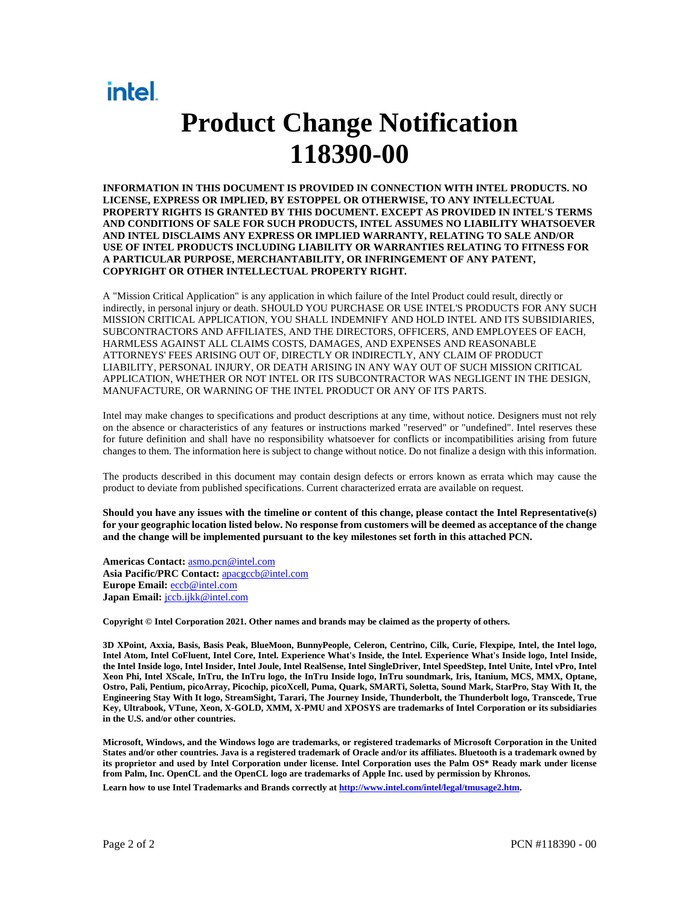intel.

# Product Change Notification 118390-00

**INFORMATION IN THIS DOCUMENT IS PROVIDED IN CONNECTION WITH INTEL PRODUCTS. NO LICENSE, EXPRESS OR IMPLIED, BY ESTOPPEL OR OTHERWISE, TO ANY INTELLECTUAL PROPERTY RIGHTS IS GRANTED BY THIS DOCUMENT. EXCEPT AS PROVIDED IN INTEL'S TERMS AND CONDITIONS OF SALE FOR SUCH PRODUCTS, INTEL ASSUMES NO LIABILITY WHATSOEVER AND INTEL DISCLAIMS ANY EXPRESS OR IMPLIED WARRANTY, RELATING TO SALE AND/OR USE OF INTEL PRODUCTS INCLUDING LIABILITY OR WARRANTIES RELATING TO FITNESS FOR A PARTICULAR PURPOSE, MERCHANTABILITY, OR INFRINGEMENT OF ANY PATENT, COPYRIGHT OR OTHER INTELLECTUAL PROPERTY RIGHT.**

A "Mission Critical Application" is any application in which failure of the Intel Product could result, directly or indirectly, in personal injury or death. SHOULD YOU PURCHASE OR USE INTEL'S PRODUCTS FOR ANY SUCH MISSION CRITICAL APPLICATION, YOU SHALL INDEMNIFY AND HOLD INTEL AND ITS SUBSIDIARIES, SUBCONTRACTORS AND AFFILIATES, AND THE DIRECTORS, OFFICERS, AND EMPLOYEES OF EACH, HARMLESS AGAINST ALL CLAIMS COSTS, DAMAGES, AND EXPENSES AND REASONABLE ATTORNEYS' FEES ARISING OUT OF, DIRECTLY OR INDIRECTLY, ANY CLAIM OF PRODUCT LIABILITY, PERSONAL INJURY, OR DEATH ARISING IN ANY WAY OUT OF SUCH MISSION CRITICAL APPLICATION, WHETHER OR NOT INTEL OR ITS SUBCONTRACTOR WAS NEGLIGENT IN THE DESIGN, MANUFACTURE, OR WARNING OF THE INTEL PRODUCT OR ANY OF ITS PARTS.

Intel may make changes to specifications and product descriptions at any time, without notice. Designers must not rely on the absence or characteristics of any features or instructions marked "reserved" or "undefined". Intel reserves these for future definition and shall have no responsibility whatsoever for conflicts or incompatibilities arising from future changes to them. The information here is subject to change without notice. Do not finalize a design with this information.

The products described in this document may contain design defects or errors known as errata which may cause the product to deviate from published specifications. Current characterized errata are available on request.

**Should you have any issues with the timeline or content of this change, please contact the Intel Representative(s) for your geographic location listed below. No response from customers will be deemed as acceptance of the change and the change will be implemented pursuant to the key milestones set forth in this attached PCN.**

**Americas Contact:** asmo.pcn@intel.com
**Asia Pacific/PRC Contact:** apacgccb@intel.com
**Europe Email:** eccb@intel.com
**Japan Email:** jccb.ijkk@intel.com

**Copyright © Intel Corporation 2021. Other names and brands may be claimed as the property of others.**

**3D XPoint, Axxia, Basis, Basis Peak, BlueMoon, BunnyPeople, Celeron, Centrino, Cilk, Curie, Flexpipe, Intel, the Intel logo, Intel Atom, Intel CoFluent, Intel Core, Intel. Experience What's Inside, the Intel. Experience What's Inside logo, Intel Inside, the Intel Inside logo, Intel Insider, Intel Joule, Intel RealSense, Intel SingleDriver, Intel SpeedStep, Intel Unite, Intel vPro, Intel Xeon Phi, Intel XScale, InTru, the InTru logo, the InTru Inside logo, InTru soundmark, Iris, Itanium, MCS, MMX, Optane, Ostro, Pali, Pentium, picoArray, Picochip, picoXcell, Puma, Quark, SMARTi, Soletta, Sound Mark, StarPro, Stay With It, the Engineering Stay With It logo, StreamSight, Tarari, The Journey Inside, Thunderbolt, the Thunderbolt logo, Transcede, True Key, Ultrabook, VTune, Xeon, X-GOLD, XMM, X-PMU and XPOSYS are trademarks of Intel Corporation or its subsidiaries in the U.S. and/or other countries.**

**Microsoft, Windows, and the Windows logo are trademarks, or registered trademarks of Microsoft Corporation in the United States and/or other countries. Java is a registered trademark of Oracle and/or its affiliates. Bluetooth is a trademark owned by its proprietor and used by Intel Corporation under license. Intel Corporation uses the Palm OS* Ready mark under license from Palm, Inc. OpenCL and the OpenCL logo are trademarks of Apple Inc. used by permission by Khronos.**

**Learn how to use Intel Trademarks and Brands correctly at http://www.intel.com/intel/legal/tmusage2.htm.**